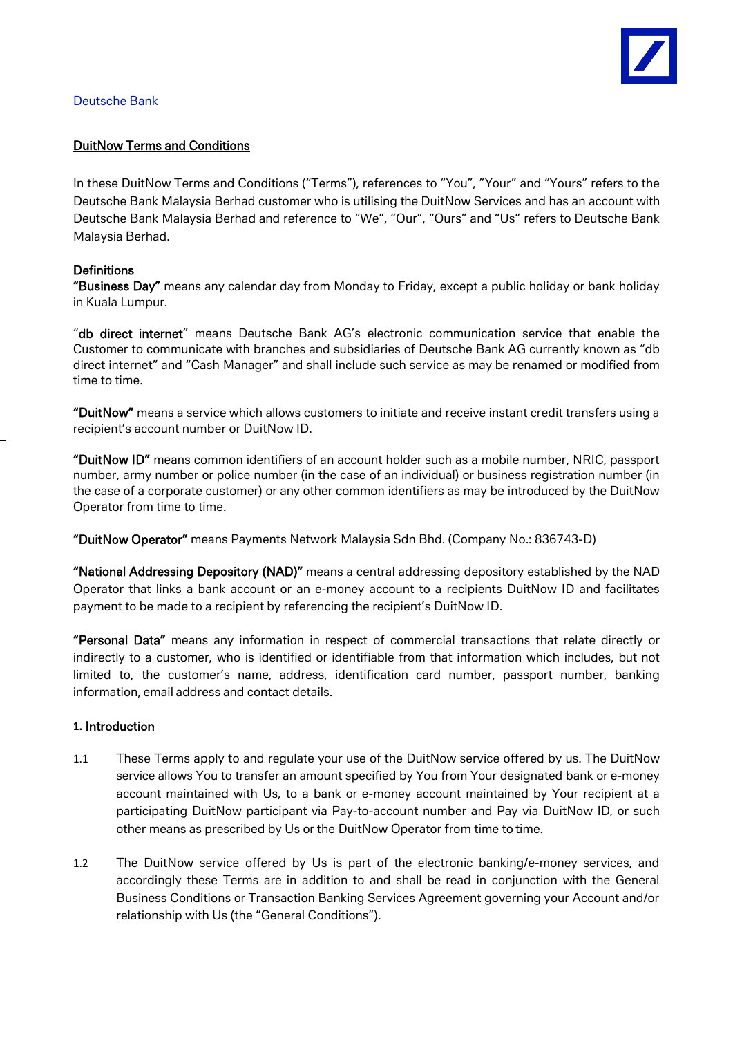Deutsche Bank

## DuitNow Terms and Conditions

In these DuitNow Terms and Conditions ("Terms"), references to "You", "Your" and "Yours" refers to the Deutsche Bank Malaysia Berhad customer who is utilising the DuitNow Services and has an account with Deutsche Bank Malaysia Berhad and reference to "We", "Our", "Ours" and "Us" refers to Deutsche Bank Malaysia Berhad.

### Definitions

**"Business Day"** means any calendar day from Monday to Friday, except a public holiday or bank holiday in Kuala Lumpur.

"**db direct internet**" means Deutsche Bank AG's electronic communication service that enable the Customer to communicate with branches and subsidiaries of Deutsche Bank AG currently known as "db direct internet" and "Cash Manager" and shall include such service as may be renamed or modified from time to time.

**"DuitNow"** means a service which allows customers to initiate and receive instant credit transfers using a recipient's account number or DuitNow ID.

**"DuitNow ID"** means common identifiers of an account holder such as a mobile number, NRIC, passport number, army number or police number (in the case of an individual) or business registration number (in the case of a corporate customer) or any other common identifiers as may be introduced by the DuitNow Operator from time to time.

**"DuitNow Operator"** means Payments Network Malaysia Sdn Bhd. (Company No.: 836743-D)

**"National Addressing Depository (NAD)"** means a central addressing depository established by the NAD Operator that links a bank account or an e-money account to a recipients DuitNow ID and facilitates payment to be made to a recipient by referencing the recipient's DuitNow ID.

**"Personal Data"** means any information in respect of commercial transactions that relate directly or indirectly to a customer, who is identified or identifiable from that information which includes, but not limited to, the customer's name, address, identification card number, passport number, banking information, email address and contact details.

### 1. Introduction

1.1 These Terms apply to and regulate your use of the DuitNow service offered by us. The DuitNow service allows You to transfer an amount specified by You from Your designated bank or e-money account maintained with Us, to a bank or e-money account maintained by Your recipient at a participating DuitNow participant via Pay-to-account number and Pay via DuitNow ID, or such other means as prescribed by Us or the DuitNow Operator from time to time.

1.2 The DuitNow service offered by Us is part of the electronic banking/e-money services, and accordingly these Terms are in addition to and shall be read in conjunction with the General Business Conditions or Transaction Banking Services Agreement governing your Account and/or relationship with Us (the "General Conditions").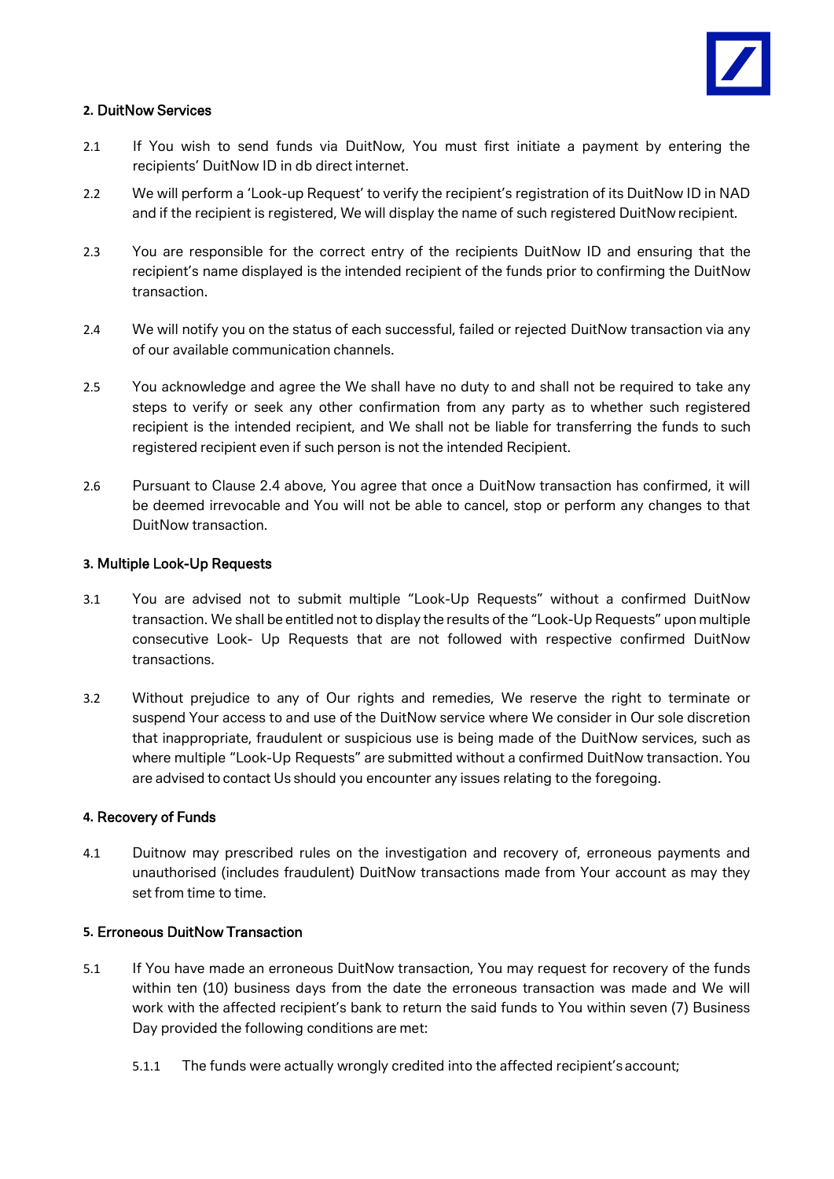## 2. DuitNow Services

2.1 If You wish to send funds via DuitNow, You must first initiate a payment by entering the recipients' DuitNow ID in db direct internet.

2.2 We will perform a 'Look-up Request' to verify the recipient's registration of its DuitNow ID in NAD and if the recipient is registered, We will display the name of such registered DuitNow recipient.

2.3 You are responsible for the correct entry of the recipients DuitNow ID and ensuring that the recipient's name displayed is the intended recipient of the funds prior to confirming the DuitNow transaction.

2.4 We will notify you on the status of each successful, failed or rejected DuitNow transaction via any of our available communication channels.

2.5 You acknowledge and agree the We shall have no duty to and shall not be required to take any steps to verify or seek any other confirmation from any party as to whether such registered recipient is the intended recipient, and We shall not be liable for transferring the funds to such registered recipient even if such person is not the intended Recipient.

2.6 Pursuant to Clause 2.4 above, You agree that once a DuitNow transaction has confirmed, it will be deemed irrevocable and You will not be able to cancel, stop or perform any changes to that DuitNow transaction.

## 3. Multiple Look-Up Requests

3.1 You are advised not to submit multiple "Look-Up Requests" without a confirmed DuitNow transaction. We shall be entitled not to display the results of the "Look-Up Requests" upon multiple consecutive Look- Up Requests that are not followed with respective confirmed DuitNow transactions.

3.2 Without prejudice to any of Our rights and remedies, We reserve the right to terminate or suspend Your access to and use of the DuitNow service where We consider in Our sole discretion that inappropriate, fraudulent or suspicious use is being made of the DuitNow services, such as where multiple "Look-Up Requests" are submitted without a confirmed DuitNow transaction. You are advised to contact Us should you encounter any issues relating to the foregoing.

## 4. Recovery of Funds

4.1 Duitnow may prescribed rules on the investigation and recovery of, erroneous payments and unauthorised (includes fraudulent) DuitNow transactions made from Your account as may they set from time to time.

## 5. Erroneous DuitNow Transaction

5.1 If You have made an erroneous DuitNow transaction, You may request for recovery of the funds within ten (10) business days from the date the erroneous transaction was made and We will work with the affected recipient's bank to return the said funds to You within seven (7) Business Day provided the following conditions are met:

5.1.1 The funds were actually wrongly credited into the affected recipient's account;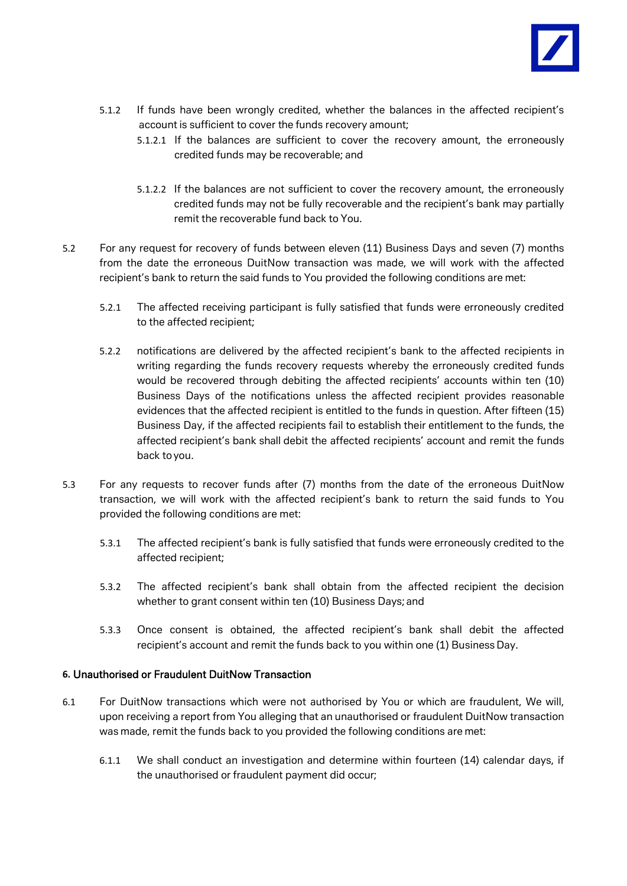5.1.2 If funds have been wrongly credited, whether the balances in the affected recipient's account is sufficient to cover the funds recovery amount;

5.1.2.1 If the balances are sufficient to cover the recovery amount, the erroneously credited funds may be recoverable; and

5.1.2.2 If the balances are not sufficient to cover the recovery amount, the erroneously credited funds may not be fully recoverable and the recipient's bank may partially remit the recoverable fund back to You.

5.2 For any request for recovery of funds between eleven (11) Business Days and seven (7) months from the date the erroneous DuitNow transaction was made, we will work with the affected recipient's bank to return the said funds to You provided the following conditions are met:

5.2.1 The affected receiving participant is fully satisfied that funds were erroneously credited to the affected recipient;

5.2.2 notifications are delivered by the affected recipient's bank to the affected recipients in writing regarding the funds recovery requests whereby the erroneously credited funds would be recovered through debiting the affected recipients' accounts within ten (10) Business Days of the notifications unless the affected recipient provides reasonable evidences that the affected recipient is entitled to the funds in question. After fifteen (15) Business Day, if the affected recipients fail to establish their entitlement to the funds, the affected recipient's bank shall debit the affected recipients' account and remit the funds back to you.

5.3 For any requests to recover funds after (7) months from the date of the erroneous DuitNow transaction, we will work with the affected recipient's bank to return the said funds to You provided the following conditions are met:

5.3.1 The affected recipient's bank is fully satisfied that funds were erroneously credited to the affected recipient;

5.3.2 The affected recipient's bank shall obtain from the affected recipient the decision whether to grant consent within ten (10) Business Days; and

5.3.3 Once consent is obtained, the affected recipient's bank shall debit the affected recipient's account and remit the funds back to you within one (1) Business Day.

### 6. Unauthorised or Fraudulent DuitNow Transaction

6.1 For DuitNow transactions which were not authorised by You or which are fraudulent, We will, upon receiving a report from You alleging that an unauthorised or fraudulent DuitNow transaction was made, remit the funds back to you provided the following conditions are met:

6.1.1 We shall conduct an investigation and determine within fourteen (14) calendar days, if the unauthorised or fraudulent payment did occur;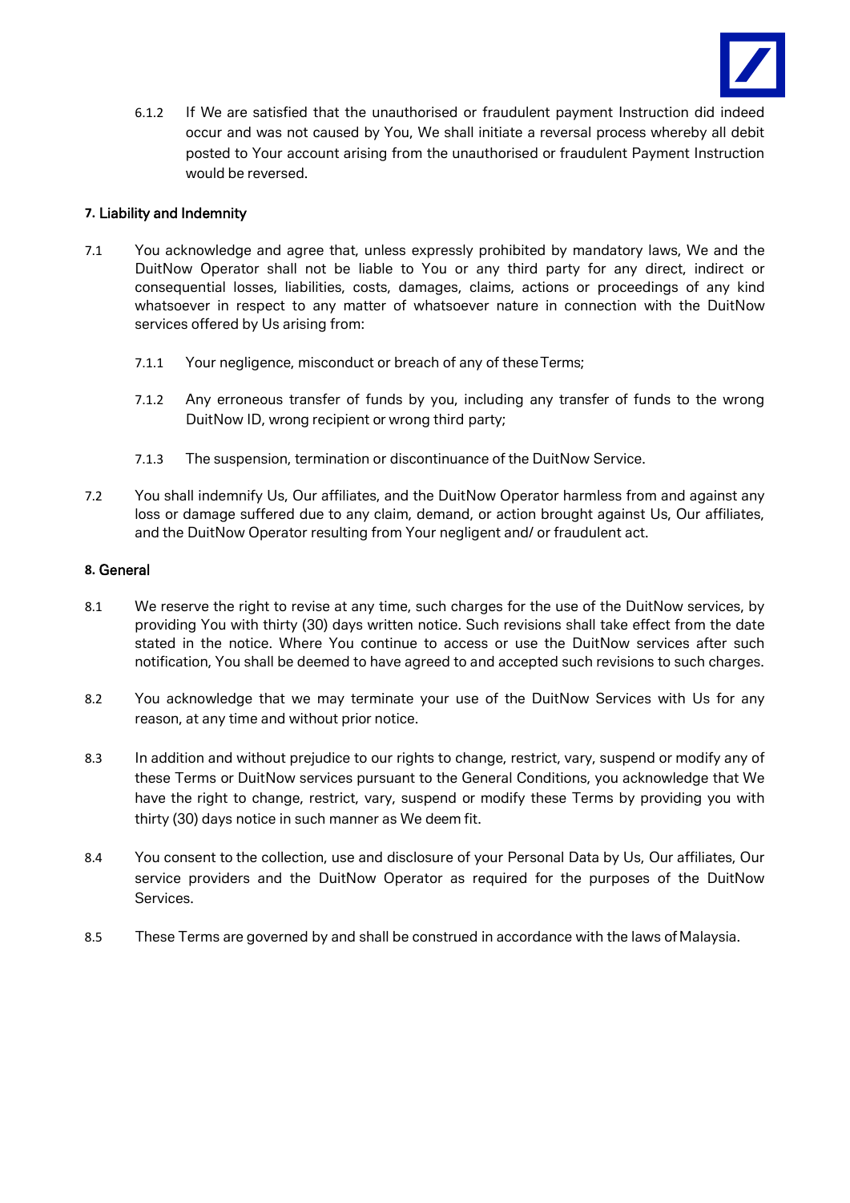6.1.2 If We are satisfied that the unauthorised or fraudulent payment Instruction did indeed occur and was not caused by You, We shall initiate a reversal process whereby all debit posted to Your account arising from the unauthorised or fraudulent Payment Instruction would be reversed.

## 7. Liability and Indemnity

7.1 You acknowledge and agree that, unless expressly prohibited by mandatory laws, We and the DuitNow Operator shall not be liable to You or any third party for any direct, indirect or consequential losses, liabilities, costs, damages, claims, actions or proceedings of any kind whatsoever in respect to any matter of whatsoever nature in connection with the DuitNow services offered by Us arising from:

7.1.1 Your negligence, misconduct or breach of any of these Terms;

7.1.2 Any erroneous transfer of funds by you, including any transfer of funds to the wrong DuitNow ID, wrong recipient or wrong third party;

7.1.3 The suspension, termination or discontinuance of the DuitNow Service.

7.2 You shall indemnify Us, Our affiliates, and the DuitNow Operator harmless from and against any loss or damage suffered due to any claim, demand, or action brought against Us, Our affiliates, and the DuitNow Operator resulting from Your negligent and/ or fraudulent act.

## 8. General

8.1 We reserve the right to revise at any time, such charges for the use of the DuitNow services, by providing You with thirty (30) days written notice. Such revisions shall take effect from the date stated in the notice. Where You continue to access or use the DuitNow services after such notification, You shall be deemed to have agreed to and accepted such revisions to such charges.

8.2 You acknowledge that we may terminate your use of the DuitNow Services with Us for any reason, at any time and without prior notice.

8.3 In addition and without prejudice to our rights to change, restrict, vary, suspend or modify any of these Terms or DuitNow services pursuant to the General Conditions, you acknowledge that We have the right to change, restrict, vary, suspend or modify these Terms by providing you with thirty (30) days notice in such manner as We deem fit.

8.4 You consent to the collection, use and disclosure of your Personal Data by Us, Our affiliates, Our service providers and the DuitNow Operator as required for the purposes of the DuitNow Services.

8.5 These Terms are governed by and shall be construed in accordance with the laws of Malaysia.